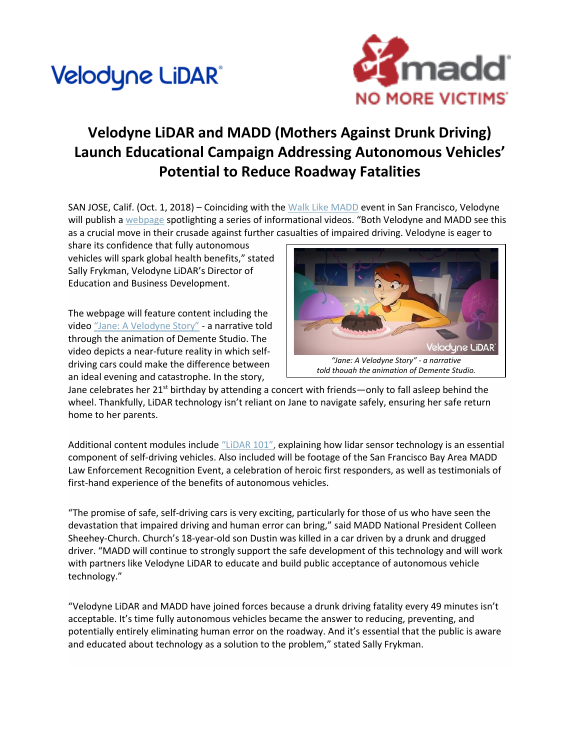# Velodyne LiDAR and MADD (Mothers Against Drunk Driving) Launch Educational Campaign Addressing Autonomous Vehicles' Potential to Reduce Roadway Fatalities

SAN JOSE, Calif. (Oct. 1, 2018) – Coinciding with the Walk Like MADD event in San Francisco, Velodyne will publish a webpage spotlighting a series of informational videos. "Both Velodyne and MADD see this as a crucial move in their crusade against further casualties of impaired driving. Velodyne is eager to share its confidence that fully autonomous vehicles will spark global health benefits," stated Sally Frykman, Velodyne LiDAR's Director of Education and Business Development.

The webpage will feature content including the video "Jane: A Velodyne Story" - a narrative told through the animation of Demente Studio. The video depicts a near-future reality in which self-driving cars could make the difference between an ideal evening and catastrophe. In the story, Jane celebrates her 21st birthday by attending a concert with friends—only to fall asleep behind the wheel. Thankfully, LiDAR technology isn't reliant on Jane to navigate safely, ensuring her safe return home to her parents.

*"Jane: A Velodyne Story" - a narrative told though the animation of Demente Studio.*

Additional content modules include "LiDAR 101", explaining how lidar sensor technology is an essential component of self-driving vehicles. Also included will be footage of the San Francisco Bay Area MADD Law Enforcement Recognition Event, a celebration of heroic first responders, as well as testimonials of first-hand experience of the benefits of autonomous vehicles.

"The promise of safe, self-driving cars is very exciting, particularly for those of us who have seen the devastation that impaired driving and human error can bring," said MADD National President Colleen Sheehey-Church. Church's 18-year-old son Dustin was killed in a car driven by a drunk and drugged driver. "MADD will continue to strongly support the safe development of this technology and will work with partners like Velodyne LiDAR to educate and build public acceptance of autonomous vehicle technology."

"Velodyne LiDAR and MADD have joined forces because a drunk driving fatality every 49 minutes isn't acceptable. It's time fully autonomous vehicles became the answer to reducing, preventing, and potentially entirely eliminating human error on the roadway. And it's essential that the public is aware and educated about technology as a solution to the problem," stated Sally Frykman.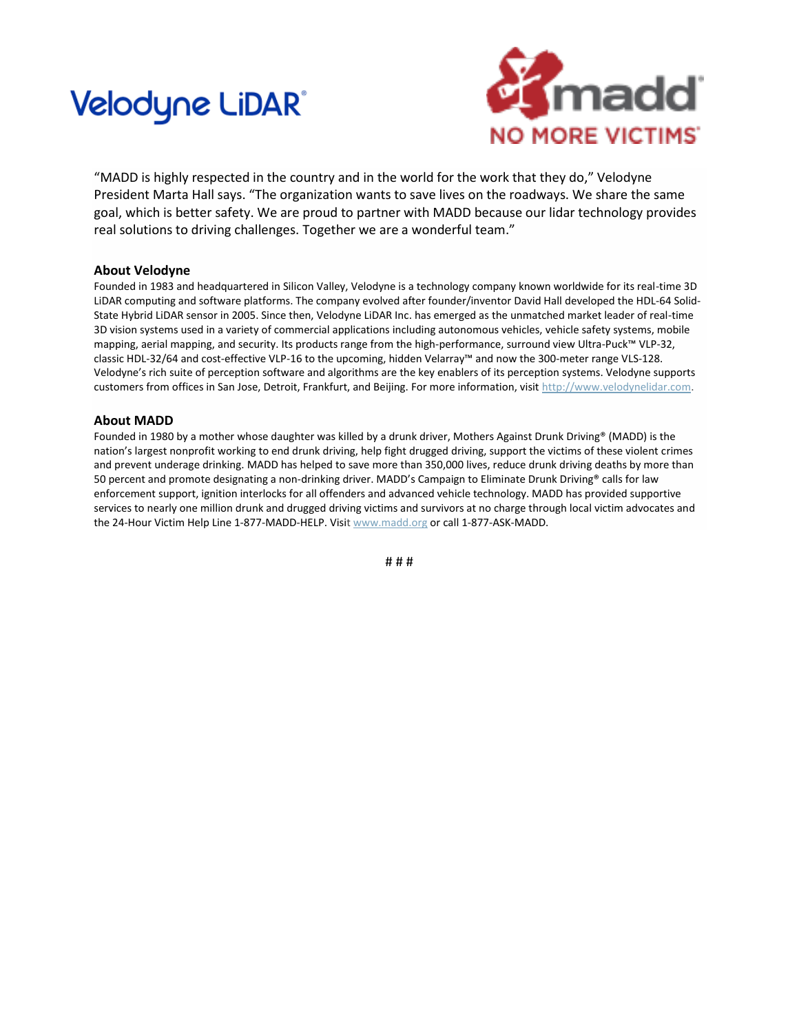"MADD is highly respected in the country and in the world for the work that they do," Velodyne President Marta Hall says. "The organization wants to save lives on the roadways. We share the same goal, which is better safety. We are proud to partner with MADD because our lidar technology provides real solutions to driving challenges. Together we are a wonderful team."

**About Velodyne**

Founded in 1983 and headquartered in Silicon Valley, Velodyne is a technology company known worldwide for its real-time 3D LiDAR computing and software platforms. The company evolved after founder/inventor David Hall developed the HDL-64 Solid-State Hybrid LiDAR sensor in 2005. Since then, Velodyne LiDAR Inc. has emerged as the unmatched market leader of real-time 3D vision systems used in a variety of commercial applications including autonomous vehicles, vehicle safety systems, mobile mapping, aerial mapping, and security. Its products range from the high-performance, surround view Ultra-Puck™ VLP-32, classic HDL-32/64 and cost-effective VLP-16 to the upcoming, hidden Velarray™ and now the 300-meter range VLS-128. Velodyne's rich suite of perception software and algorithms are the key enablers of its perception systems. Velodyne supports customers from offices in San Jose, Detroit, Frankfurt, and Beijing. For more information, visit http://www.velodynelidar.com.

**About MADD**

Founded in 1980 by a mother whose daughter was killed by a drunk driver, Mothers Against Drunk Driving® (MADD) is the nation's largest nonprofit working to end drunk driving, help fight drugged driving, support the victims of these violent crimes and prevent underage drinking. MADD has helped to save more than 350,000 lives, reduce drunk driving deaths by more than 50 percent and promote designating a non-drinking driver. MADD's Campaign to Eliminate Drunk Driving® calls for law enforcement support, ignition interlocks for all offenders and advanced vehicle technology. MADD has provided supportive services to nearly one million drunk and drugged driving victims and survivors at no charge through local victim advocates and the 24-Hour Victim Help Line 1-877-MADD-HELP. Visit www.madd.org or call 1-877-ASK-MADD.

# # #